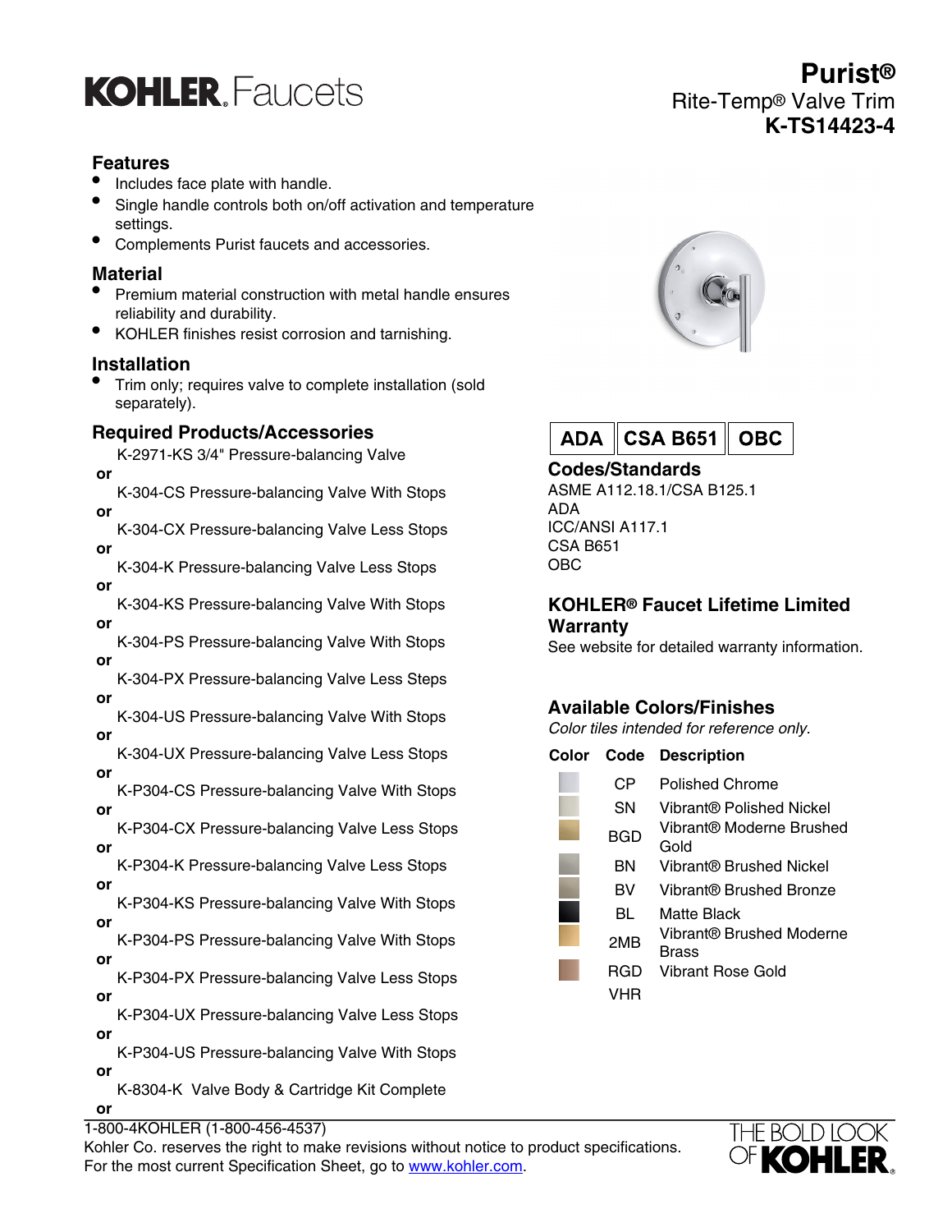# KOHLER. Faucets

**Purist®**
Rite-Temp® Valve Trim
**K-TS14423-4**

## Features

- Includes face plate with handle.
- Single handle controls both on/off activation and temperature settings.
- Complements Purist faucets and accessories.

## Material

- Premium material construction with metal handle ensures reliability and durability.
- KOHLER finishes resist corrosion and tarnishing.

## Installation

- Trim only; requires valve to complete installation (sold separately).

## Required Products/Accessories

K-2971-KS 3/4" Pressure-balancing Valve
**or**
K-304-CS Pressure-balancing Valve With Stops
**or**
K-304-CX Pressure-balancing Valve Less Stops
**or**
K-304-K Pressure-balancing Valve Less Stops
**or**
K-304-KS Pressure-balancing Valve With Stops
**or**
K-304-PS Pressure-balancing Valve With Stops
**or**
K-304-PX Pressure-balancing Valve Less Steps
**or**
K-304-US Pressure-balancing Valve With Stops
**or**
K-304-UX Pressure-balancing Valve Less Stops
**or**
K-P304-CS Pressure-balancing Valve With Stops
**or**
K-P304-CX Pressure-balancing Valve Less Stops
**or**
K-P304-K Pressure-balancing Valve Less Stops
**or**
K-P304-KS Pressure-balancing Valve With Stops
**or**
K-P304-PS Pressure-balancing Valve With Stops
**or**
K-P304-PX Pressure-balancing Valve Less Stops
**or**
K-P304-UX Pressure-balancing Valve Less Stops
**or**
K-P304-US Pressure-balancing Valve With Stops
**or**
K-8304-K Valve Body & Cartridge Kit Complete
**or**

**ADA | CSA B651 | OBC**

## Codes/Standards

ASME A112.18.1/CSA B125.1
ADA
ICC/ANSI A117.1
CSA B651
OBC

## KOHLER® Faucet Lifetime Limited Warranty

See website for detailed warranty information.

## Available Colors/Finishes

*Color tiles intended for reference only.*

| Color | Code | Description |
|---|---|---|
| | CP | Polished Chrome |
| | SN | Vibrant® Polished Nickel |
| | BGD | Vibrant® Moderne Brushed Gold |
| | BN | Vibrant® Brushed Nickel |
| | BV | Vibrant® Brushed Bronze |
| | BL | Matte Black |
| | 2MB | Vibrant® Brushed Moderne Brass |
| | RGD | Vibrant Rose Gold |
| | VHR | |

1-800-4KOHLER (1-800-456-4537)
Kohler Co. reserves the right to make revisions without notice to product specifications.
For the most current Specification Sheet, go to www.kohler.com.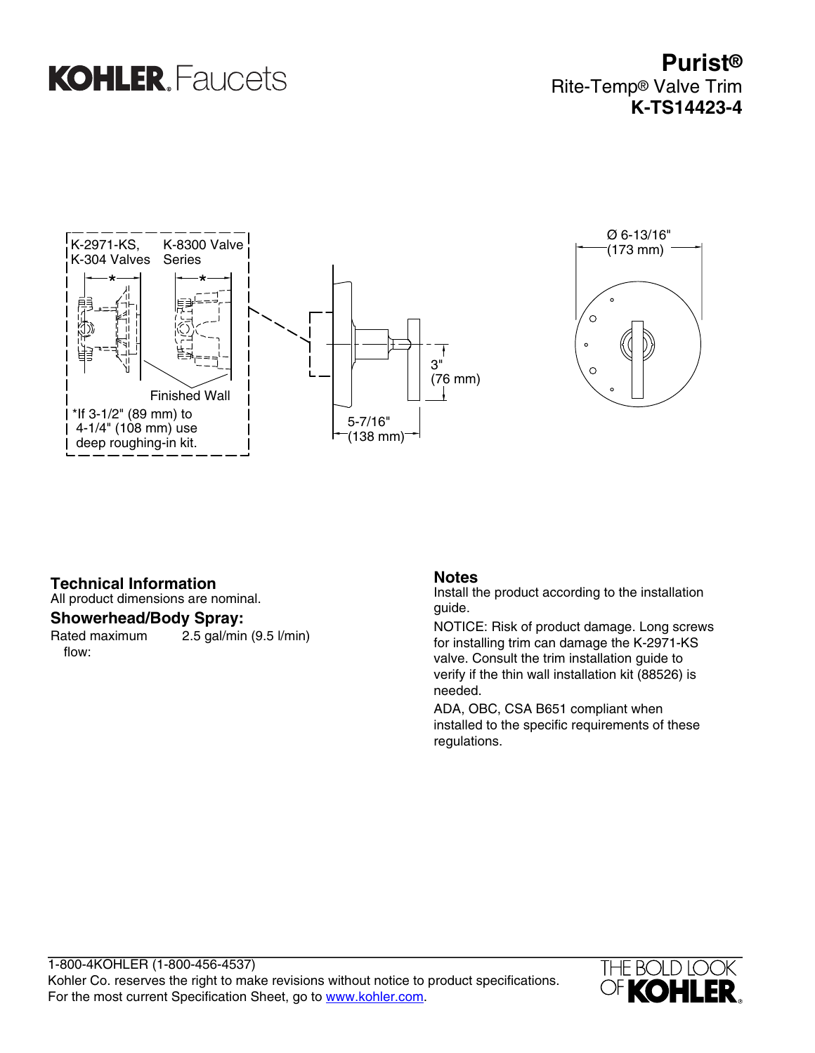KOHLER. Faucets

# Purist®

Rite-Temp® Valve Trim

**K-TS14423-4**

K-2971-KS, K-304 Valves

K-8300 Valve Series

Finished Wall

*If 3-1/2" (89 mm) to 4-1/4" (108 mm) use deep roughing-in kit.

3" (76 mm)

5-7/16" (138 mm)

Ø 6-13/16" (173 mm)

## Technical Information

All product dimensions are nominal.

### Showerhead/Body Spray:

| | |
|---|---|
| Rated maximum flow: | 2.5 gal/min (9.5 l/min) |

## Notes

Install the product according to the installation guide.

NOTICE: Risk of product damage. Long screws for installing trim can damage the K-2971-KS valve. Consult the trim installation guide to verify if the thin wall installation kit (88526) is needed.

ADA, OBC, CSA B651 compliant when installed to the specific requirements of these regulations.

1-800-4KOHLER (1-800-456-4537)

Kohler Co. reserves the right to make revisions without notice to product specifications.

For the most current Specification Sheet, go to www.kohler.com.

THE BOLD LOOK OF KOHLER.